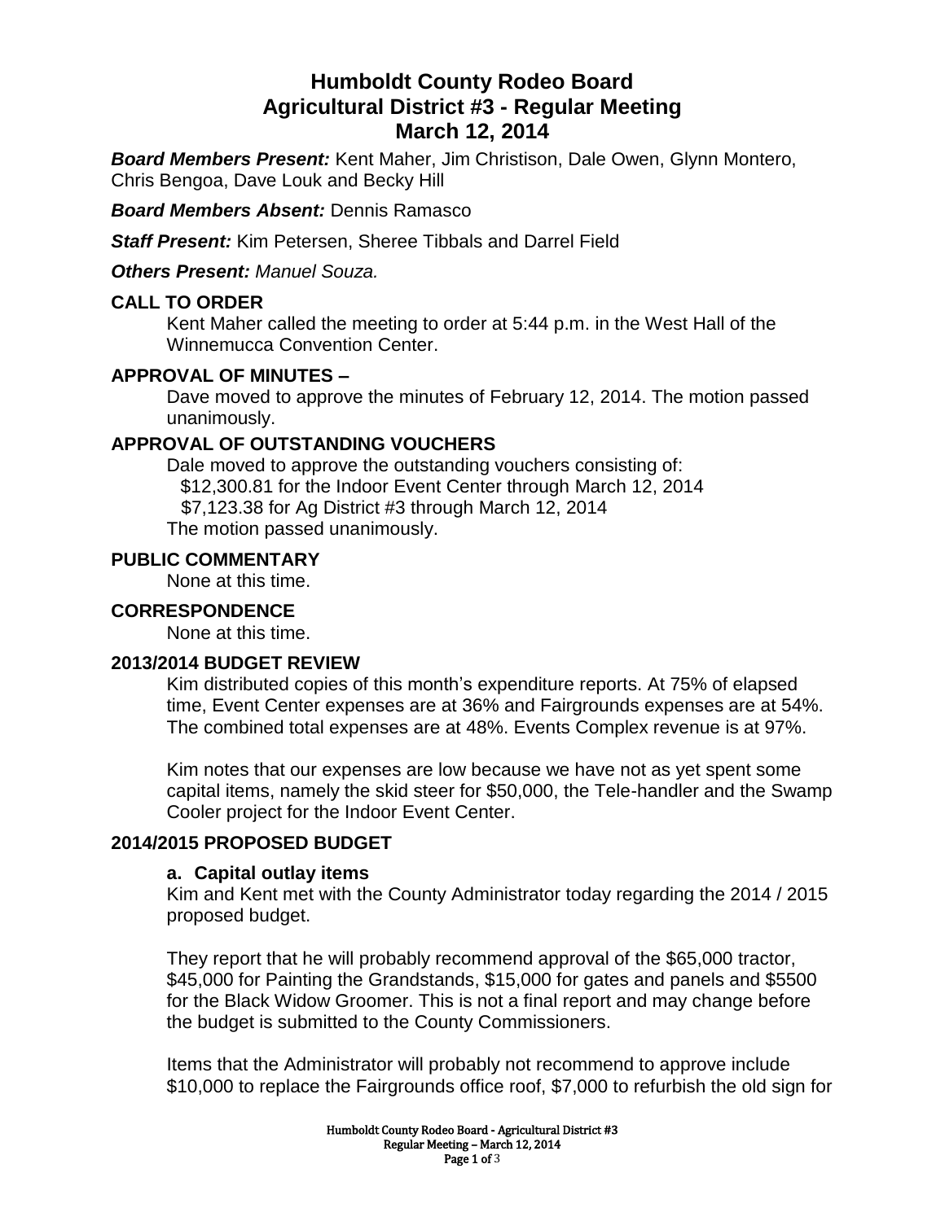# Humboldt County Rodeo Board
# Agricultural District #3 - Regular Meeting
# March 12, 2014

***Board Members Present:*** Kent Maher, Jim Christison, Dale Owen, Glynn Montero, Chris Bengoa, Dave Louk and Becky Hill

***Board Members Absent:*** Dennis Ramasco

***Staff Present:*** Kim Petersen, Sheree Tibbals and Darrel Field

***Others Present:*** *Manuel Souza.*

## CALL TO ORDER

Kent Maher called the meeting to order at 5:44 p.m. in the West Hall of the Winnemucca Convention Center.

## APPROVAL OF MINUTES –

Dave moved to approve the minutes of February 12, 2014. The motion passed unanimously.

## APPROVAL OF OUTSTANDING VOUCHERS

Dale moved to approve the outstanding vouchers consisting of:
$12,300.81 for the Indoor Event Center through March 12, 2014
$7,123.38 for Ag District #3 through March 12, 2014
The motion passed unanimously.

## PUBLIC COMMENTARY

None at this time.

## CORRESPONDENCE

None at this time.

## 2013/2014 BUDGET REVIEW

Kim distributed copies of this month's expenditure reports. At 75% of elapsed time, Event Center expenses are at 36% and Fairgrounds expenses are at 54%. The combined total expenses are at 48%. Events Complex revenue is at 97%.

Kim notes that our expenses are low because we have not as yet spent some capital items, namely the skid steer for $50,000, the Tele-handler and the Swamp Cooler project for the Indoor Event Center.

## 2014/2015 PROPOSED BUDGET

### a. Capital outlay items

Kim and Kent met with the County Administrator today regarding the 2014 / 2015 proposed budget.

They report that he will probably recommend approval of the $65,000 tractor, $45,000 for Painting the Grandstands, $15,000 for gates and panels and $5500 for the Black Widow Groomer. This is not a final report and may change before the budget is submitted to the County Commissioners.

Items that the Administrator will probably not recommend to approve include $10,000 to replace the Fairgrounds office roof, $7,000 to refurbish the old sign for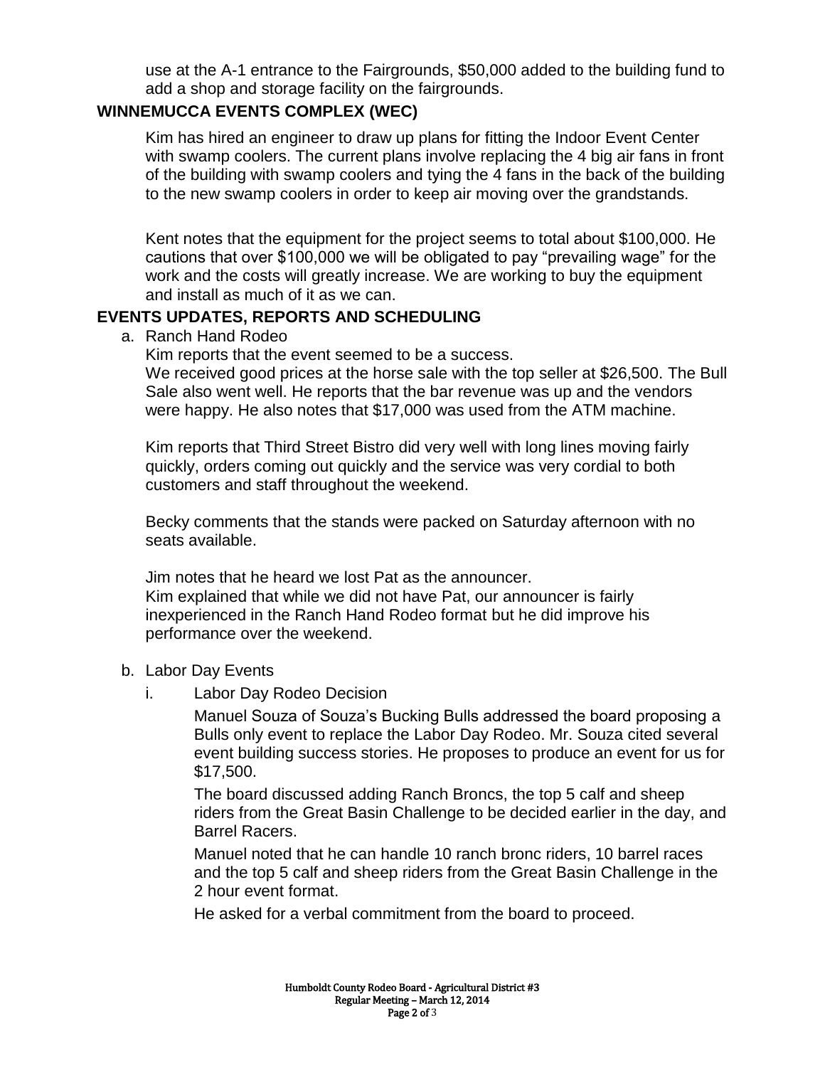use at the A-1 entrance to the Fairgrounds, $50,000 added to the building fund to add a shop and storage facility on the fairgrounds.

## WINNEMUCCA EVENTS COMPLEX (WEC)

Kim has hired an engineer to draw up plans for fitting the Indoor Event Center with swamp coolers. The current plans involve replacing the 4 big air fans in front of the building with swamp coolers and tying the 4 fans in the back of the building to the new swamp coolers in order to keep air moving over the grandstands.

Kent notes that the equipment for the project seems to total about $100,000. He cautions that over $100,000 we will be obligated to pay "prevailing wage" for the work and the costs will greatly increase. We are working to buy the equipment and install as much of it as we can.

## EVENTS UPDATES, REPORTS AND SCHEDULING

a. Ranch Hand Rodeo

Kim reports that the event seemed to be a success.
We received good prices at the horse sale with the top seller at $26,500. The Bull Sale also went well. He reports that the bar revenue was up and the vendors were happy. He also notes that $17,000 was used from the ATM machine.

Kim reports that Third Street Bistro did very well with long lines moving fairly quickly, orders coming out quickly and the service was very cordial to both customers and staff throughout the weekend.

Becky comments that the stands were packed on Saturday afternoon with no seats available.

Jim notes that he heard we lost Pat as the announcer.
Kim explained that while we did not have Pat, our announcer is fairly inexperienced in the Ranch Hand Rodeo format but he did improve his performance over the weekend.

b. Labor Day Events

i. Labor Day Rodeo Decision

Manuel Souza of Souza's Bucking Bulls addressed the board proposing a Bulls only event to replace the Labor Day Rodeo. Mr. Souza cited several event building success stories. He proposes to produce an event for us for $17,500.

The board discussed adding Ranch Broncs, the top 5 calf and sheep riders from the Great Basin Challenge to be decided earlier in the day, and Barrel Racers.

Manuel noted that he can handle 10 ranch bronc riders, 10 barrel races and the top 5 calf and sheep riders from the Great Basin Challenge in the 2 hour event format.

He asked for a verbal commitment from the board to proceed.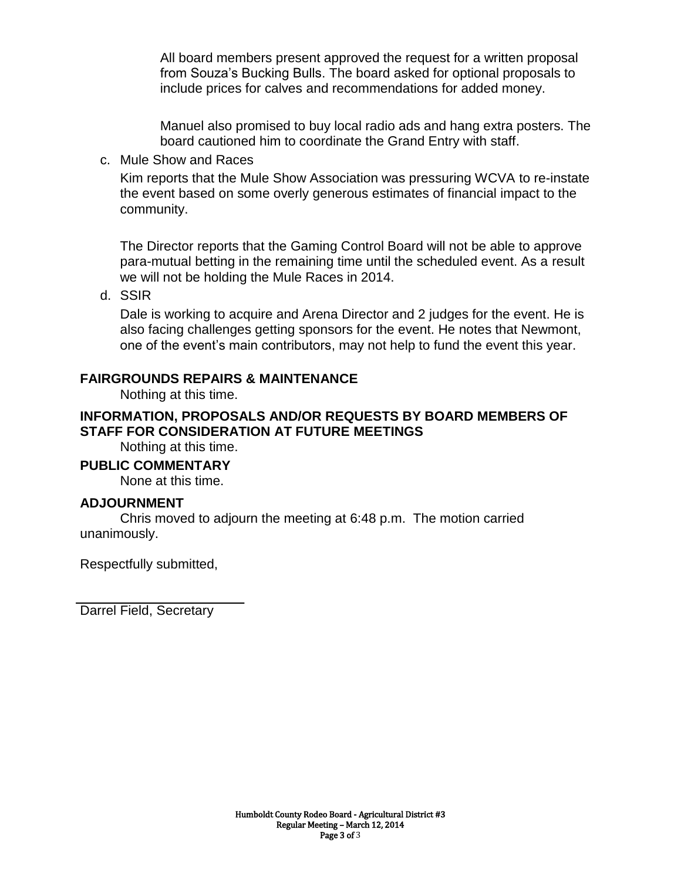All board members present approved the request for a written proposal from Souza's Bucking Bulls. The board asked for optional proposals to include prices for calves and recommendations for added money.

Manuel also promised to buy local radio ads and hang extra posters. The board cautioned him to coordinate the Grand Entry with staff.

c. Mule Show and Races

Kim reports that the Mule Show Association was pressuring WCVA to re-instate the event based on some overly generous estimates of financial impact to the community.

The Director reports that the Gaming Control Board will not be able to approve para-mutual betting in the remaining time until the scheduled event. As a result we will not be holding the Mule Races in 2014.

d. SSIR

Dale is working to acquire and Arena Director and 2 judges for the event. He is also facing challenges getting sponsors for the event. He notes that Newmont, one of the event's main contributors, may not help to fund the event this year.

**FAIRGROUNDS REPAIRS & MAINTENANCE**

Nothing at this time.

**INFORMATION, PROPOSALS AND/OR REQUESTS BY BOARD MEMBERS OF STAFF FOR CONSIDERATION AT FUTURE MEETINGS**

Nothing at this time.

**PUBLIC COMMENTARY**

None at this time.

**ADJOURNMENT**

Chris moved to adjourn the meeting at 6:48 p.m. The motion carried unanimously.

Respectfully submitted,

Darrel Field, Secretary